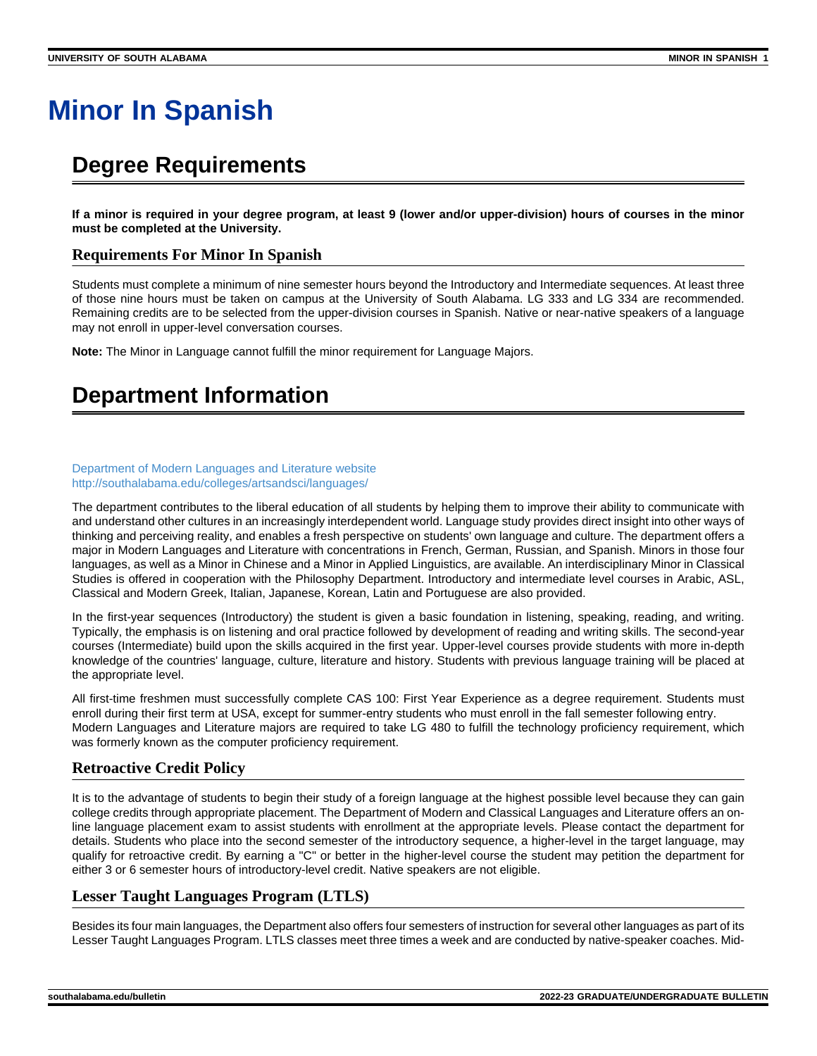# Minor In Spanish

## Degree Requirements

**If a minor is required in your degree program, at least 9 (lower and/or upper-division) hours of courses in the minor must be completed at the University.**

### Requirements For Minor In Spanish

Students must complete a minimum of nine semester hours beyond the Introductory and Intermediate sequences. At least three of those nine hours must be taken on campus at the University of South Alabama. LG 333 and LG 334 are recommended. Remaining credits are to be selected from the upper-division courses in Spanish. Native or near-native speakers of a language may not enroll in upper-level conversation courses.

**Note:** The Minor in Language cannot fulfill the minor requirement for Language Majors.

## Department Information

Department of Modern Languages and Literature website
http://southalabama.edu/colleges/artsandsci/languages/

The department contributes to the liberal education of all students by helping them to improve their ability to communicate with and understand other cultures in an increasingly interdependent world. Language study provides direct insight into other ways of thinking and perceiving reality, and enables a fresh perspective on students' own language and culture. The department offers a major in Modern Languages and Literature with concentrations in French, German, Russian, and Spanish. Minors in those four languages, as well as a Minor in Chinese and a Minor in Applied Linguistics, are available. An interdisciplinary Minor in Classical Studies is offered in cooperation with the Philosophy Department. Introductory and intermediate level courses in Arabic, ASL, Classical and Modern Greek, Italian, Japanese, Korean, Latin and Portuguese are also provided.

In the first-year sequences (Introductory) the student is given a basic foundation in listening, speaking, reading, and writing. Typically, the emphasis is on listening and oral practice followed by development of reading and writing skills. The second-year courses (Intermediate) build upon the skills acquired in the first year. Upper-level courses provide students with more in-depth knowledge of the countries' language, culture, literature and history. Students with previous language training will be placed at the appropriate level.

All first-time freshmen must successfully complete CAS 100: First Year Experience as a degree requirement. Students must enroll during their first term at USA, except for summer-entry students who must enroll in the fall semester following entry.
Modern Languages and Literature majors are required to take LG 480 to fulfill the technology proficiency requirement, which was formerly known as the computer proficiency requirement.

### Retroactive Credit Policy

It is to the advantage of students to begin their study of a foreign language at the highest possible level because they can gain college credits through appropriate placement. The Department of Modern and Classical Languages and Literature offers an on-line language placement exam to assist students with enrollment at the appropriate levels. Please contact the department for details. Students who place into the second semester of the introductory sequence, a higher-level in the target language, may qualify for retroactive credit. By earning a "C" or better in the higher-level course the student may petition the department for either 3 or 6 semester hours of introductory-level credit. Native speakers are not eligible.

### Lesser Taught Languages Program (LTLS)

Besides its four main languages, the Department also offers four semesters of instruction for several other languages as part of its Lesser Taught Languages Program. LTLS classes meet three times a week and are conducted by native-speaker coaches. Mid-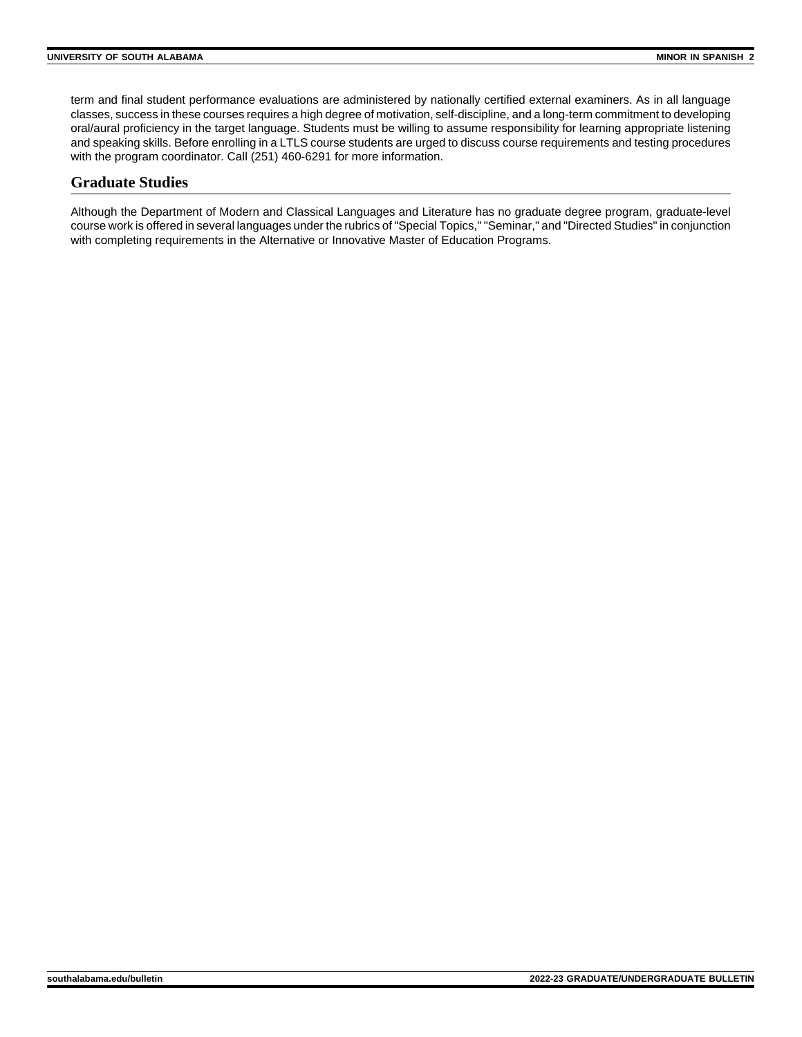term and final student performance evaluations are administered by nationally certified external examiners. As in all language classes, success in these courses requires a high degree of motivation, self-discipline, and a long-term commitment to developing oral/aural proficiency in the target language. Students must be willing to assume responsibility for learning appropriate listening and speaking skills. Before enrolling in a LTLS course students are urged to discuss course requirements and testing procedures with the program coordinator. Call (251) 460-6291 for more information.

## Graduate Studies

Although the Department of Modern and Classical Languages and Literature has no graduate degree program, graduate-level course work is offered in several languages under the rubrics of "Special Topics," "Seminar," and "Directed Studies" in conjunction with completing requirements in the Alternative or Innovative Master of Education Programs.